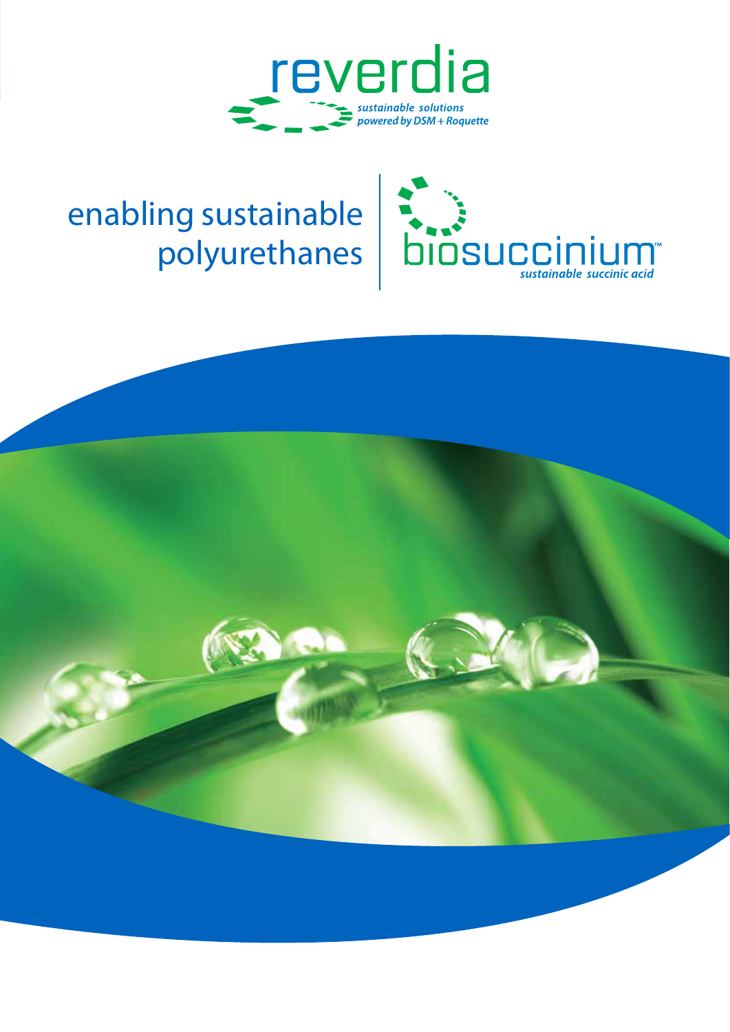reverdia

*sustainable solutions powered by DSM + Roquette*

# enabling sustainable polyurethanes

biosuccinium™

*sustainable succinic acid*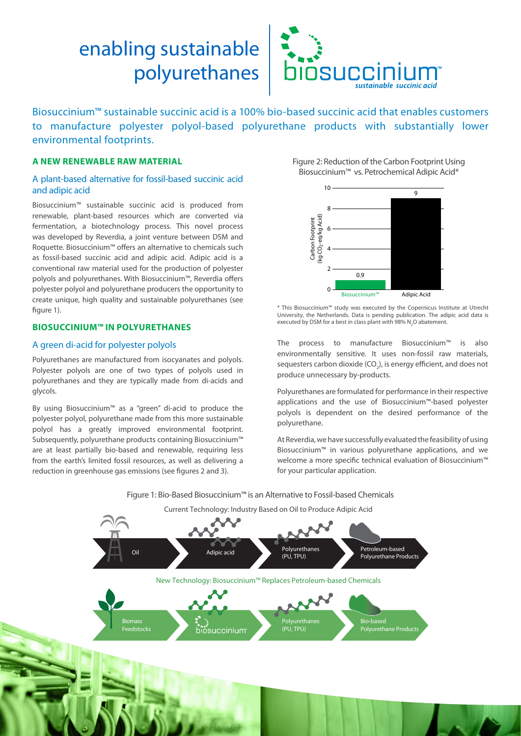# enabling sustainable polyurethanes

**biosuccinium™** *sustainable succinic acid*

Biosuccinium™ sustainable succinic acid is a 100% bio-based succinic acid that enables customers to manufacture polyester polyol-based polyurethane products with substantially lower environmental footprints.

## A NEW RENEWABLE RAW MATERIAL

### A plant-based alternative for fossil-based succinic acid and adipic acid

Biosuccinium™ sustainable succinic acid is produced from renewable, plant-based resources which are converted via fermentation, a biotechnology process. This novel process was developed by Reverdia, a joint venture between DSM and Roquette. Biosuccinium™ offers an alternative to chemicals such as fossil-based succinic acid and adipic acid. Adipic acid is a conventional raw material used for the production of polyester polyols and polyurethanes. With Biosuccinium™, Reverdia offers polyester polyol and polyurethane producers the opportunity to create unique, high quality and sustainable polyurethanes (see figure 1).

## BIOSUCCINIUM™ IN POLYURETHANES

### A green di-acid for polyester polyols

Polyurethanes are manufactured from isocyanates and polyols. Polyester polyols are one of two types of polyols used in polyurethanes and they are typically made from di-acids and glycols.

By using Biosuccinium™ as a "green" di-acid to produce the polyester polyol, polyurethane made from this more sustainable polyol has a greatly improved environmental footprint. Subsequently, polyurethane products containing Biosuccinium™ are at least partially bio-based and renewable, requiring less from the earth's limited fossil resources, as well as delivering a reduction in greenhouse gas emissions (see figures 2 and 3).

Figure 2: Reduction of the Carbon Footprint Using Biosuccinium™ vs. Petrochemical Adipic Acid*

| | Carbon Footprint (kg $CO_2$-eq/kg Acid) |
|---|---|
| Biosuccinium™ | 0.9 |
| Adipic Acid | 9 |

\* This Biosuccinium™ study was executed by the Copernicus Institute at Utrecht University, the Netherlands. Data is pending publication. The adipic acid data is executed by DSM for a best in class plant with 98% $N_2O$ abatement.

The process to manufacture Biosuccinium™ is also environmentally sensitive. It uses non-fossil raw materials, sequesters carbon dioxide ($CO_2$), is energy efficient, and does not produce unnecessary by-products.

Polyurethanes are formulated for performance in their respective applications and the use of Biosuccinium™-based polyester polyols is dependent on the desired performance of the polyurethane.

At Reverdia, we have successfully evaluated the feasibility of using Biosuccinium™ in various polyurethane applications, and we welcome a more specific technical evaluation of Biosuccinium™ for your particular application.

Figure 1: Bio-Based Biosuccinium™ is an Alternative to Fossil-based Chemicals

Current Technology: Industry Based on Oil to Produce Adipic Acid

Oil → Adipic acid → Polyurethanes (PU, TPU) → Petroleum-based Polyurethane Products

New Technology: Biosuccinium™ Replaces Petroleum-based Chemicals

Biomass Feedstocks → biosuccinium → Polyurethanes (PU, TPU) → Bio-based Polyurethane Products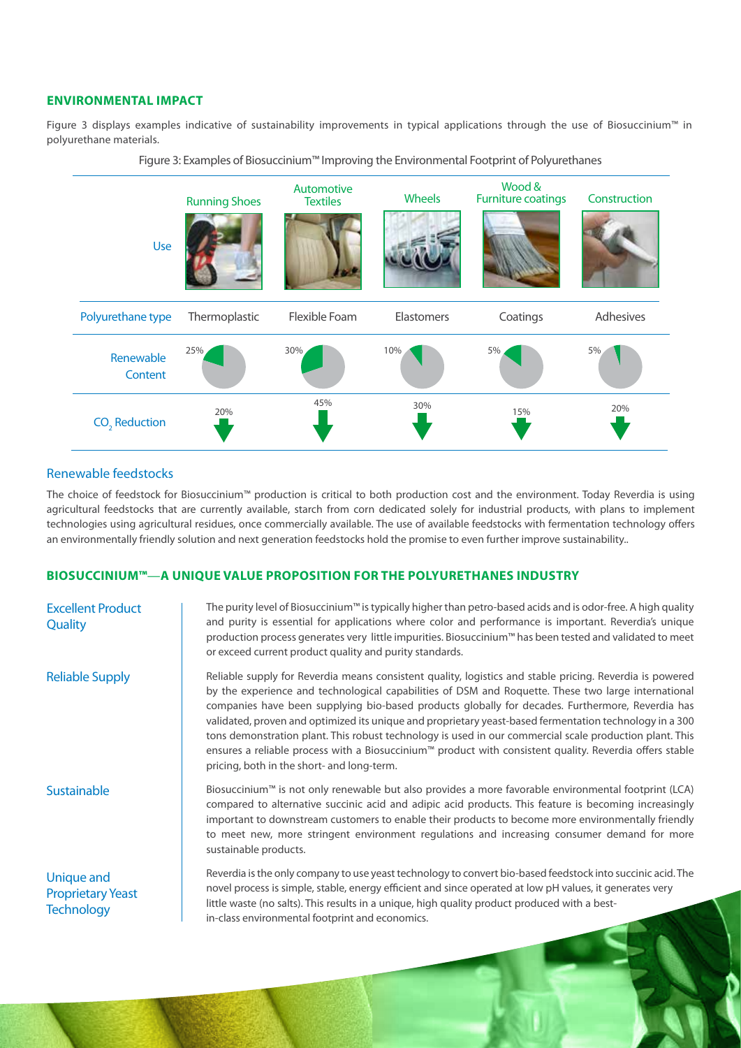## ENVIRONMENTAL IMPACT

Figure 3 displays examples indicative of sustainability improvements in typical applications through the use of Biosuccinium™ in polyurethane materials.

Figure 3: Examples of Biosuccinium™ Improving the Environmental Footprint of Polyurethanes

| Use | Running Shoes | Automotive Textiles | Wheels | Wood & Furniture coatings | Construction |
|---|---|---|---|---|---|
| Polyurethane type | Thermoplastic | Flexible Foam | Elastomers | Coatings | Adhesives |
| Renewable Content | 25% | 30% | 10% | 5% | 5% |
| $CO_2$ Reduction | 20% | 45% | 30% | 15% | 20% |

### Renewable feedstocks

The choice of feedstock for Biosuccinium™ production is critical to both production cost and the environment. Today Reverdia is using agricultural feedstocks that are currently available, starch from corn dedicated solely for industrial products, with plans to implement technologies using agricultural residues, once commercially available. The use of available feedstocks with fermentation technology offers an environmentally friendly solution and next generation feedstocks hold the promise to even further improve sustainability..

## BIOSUCCINIUM™—A UNIQUE VALUE PROPOSITION FOR THE POLYURETHANES INDUSTRY

**Excellent Product Quality**

The purity level of Biosuccinium™ is typically higher than petro-based acids and is odor-free. A high quality and purity is essential for applications where color and performance is important. Reverdia's unique production process generates very little impurities. Biosuccinium™ has been tested and validated to meet or exceed current product quality and purity standards.

**Reliable Supply**

Reliable supply for Reverdia means consistent quality, logistics and stable pricing. Reverdia is powered by the experience and technological capabilities of DSM and Roquette. These two large international companies have been supplying bio-based products globally for decades. Furthermore, Reverdia has validated, proven and optimized its unique and proprietary yeast-based fermentation technology in a 300 tons demonstration plant. This robust technology is used in our commercial scale production plant. This ensures a reliable process with a Biosuccinium™ product with consistent quality. Reverdia offers stable pricing, both in the short- and long-term.

**Sustainable**

Biosuccinium™ is not only renewable but also provides a more favorable environmental footprint (LCA) compared to alternative succinic acid and adipic acid products. This feature is becoming increasingly important to downstream customers to enable their products to become more environmentally friendly to meet new, more stringent environment regulations and increasing consumer demand for more sustainable products.

**Unique and Proprietary Yeast Technology**

Reverdia is the only company to use yeast technology to convert bio-based feedstock into succinic acid. The novel process is simple, stable, energy efficient and since operated at low pH values, it generates very little waste (no salts). This results in a unique, high quality product produced with a best-in-class environmental footprint and economics.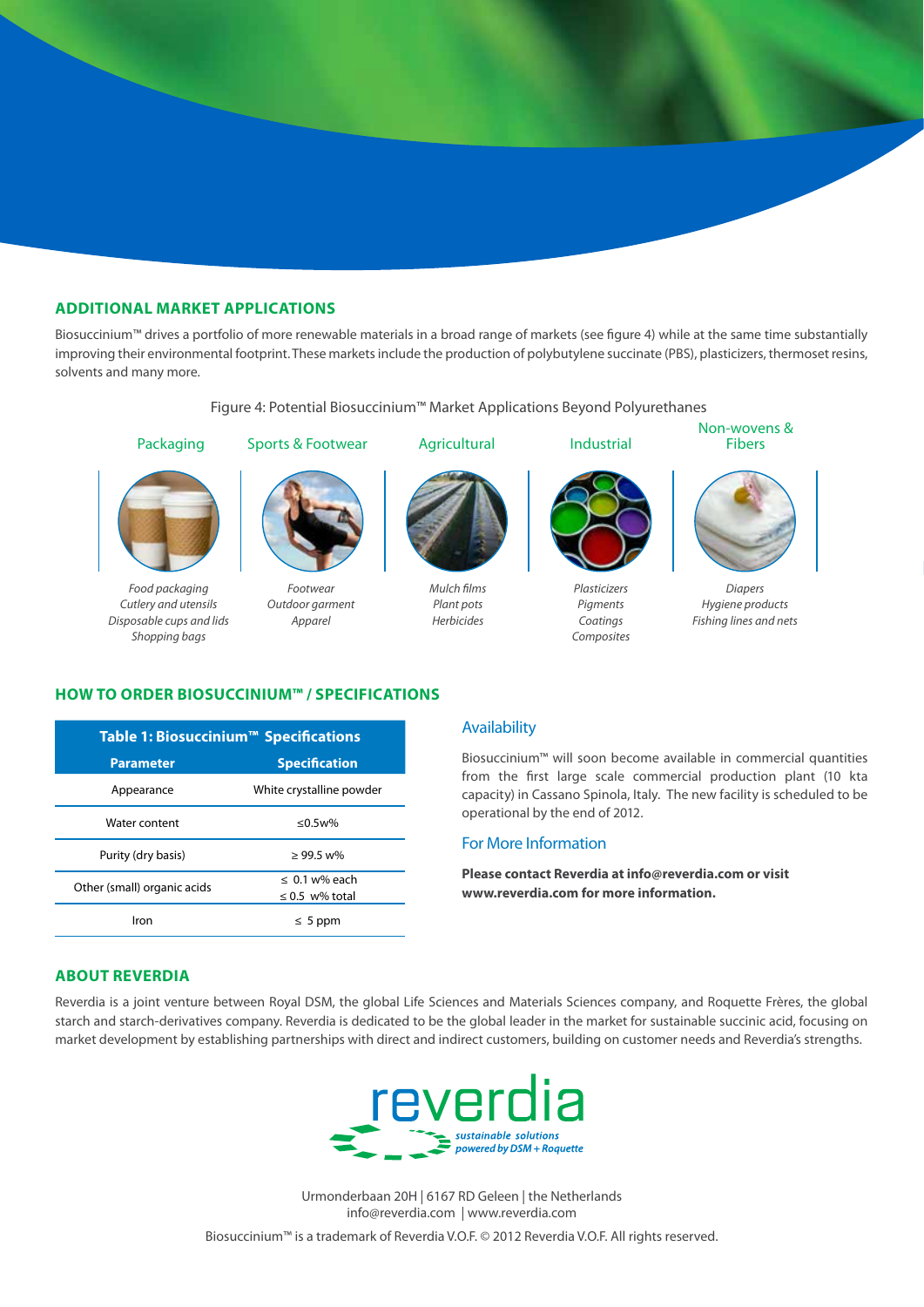## ADDITIONAL MARKET APPLICATIONS

Biosuccinium™ drives a portfolio of more renewable materials in a broad range of markets (see figure 4) while at the same time substantially improving their environmental footprint. These markets include the production of polybutylene succinate (PBS), plasticizers, thermoset resins, solvents and many more.

Figure 4: Potential Biosuccinium™ Market Applications Beyond Polyurethanes

Packaging

*Food packaging*
*Cutlery and utensils*
*Disposable cups and lids*
*Shopping bags*

Sports & Footwear

*Footwear*
*Outdoor garment*
*Apparel*

Agricultural

*Mulch films*
*Plant pots*
*Herbicides*

Industrial

*Plasticizers*
*Pigments*
*Coatings*
*Composites*

Non-wovens & Fibers

*Diapers*
*Hygiene products*
*Fishing lines and nets*

## HOW TO ORDER BIOSUCCINIUM™ / SPECIFICATIONS

**Table 1: Biosuccinium™ Specifications**

| Parameter | Specification |
|---|---|
| Appearance | White crystalline powder |
| Water content | ≤0.5w% |
| Purity (dry basis) | ≥ 99.5 w% |
| Other (small) organic acids | ≤ 0.1 w% each<br>≤ 0.5 w% total |
| Iron | ≤ 5 ppm |

### Availability

Biosuccinium™ will soon become available in commercial quantities from the first large scale commercial production plant (10 kta capacity) in Cassano Spinola, Italy. The new facility is scheduled to be operational by the end of 2012.

### For More Information

**Please contact Reverdia at info@reverdia.com or visit www.reverdia.com for more information.**

## ABOUT REVERDIA

Reverdia is a joint venture between Royal DSM, the global Life Sciences and Materials Sciences company, and Roquette Frères, the global starch and starch-derivatives company. Reverdia is dedicated to be the global leader in the market for sustainable succinic acid, focusing on market development by establishing partnerships with direct and indirect customers, building on customer needs and Reverdia's strengths.

reverdia
*sustainable solutions powered by DSM + Roquette*

Urmonderbaan 20H | 6167 RD Geleen | the Netherlands
info@reverdia.com | www.reverdia.com

Biosuccinium™ is a trademark of Reverdia V.O.F. © 2012 Reverdia V.O.F. All rights reserved.